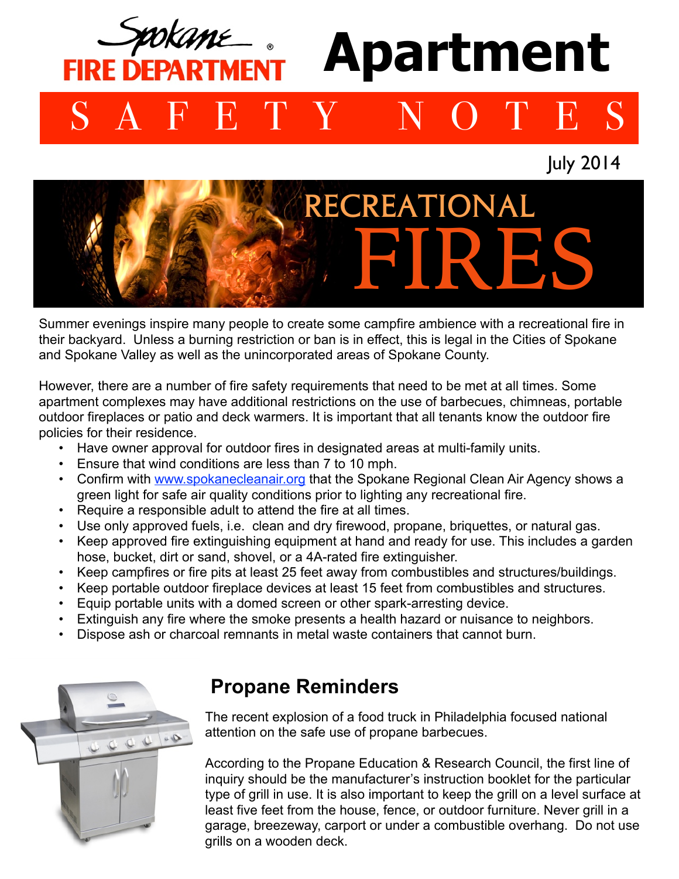Spokane FIRE DEPARTMENT®

# Apartment

## SAFETY NOTES

July 2014

# RECREATIONAL FIRES

Summer evenings inspire many people to create some campfire ambience with a recreational fire in their backyard. Unless a burning restriction or ban is in effect, this is legal in the Cities of Spokane and Spokane Valley as well as the unincorporated areas of Spokane County.

However, there are a number of fire safety requirements that need to be met at all times. Some apartment complexes may have additional restrictions on the use of barbecues, chimneas, portable outdoor fireplaces or patio and deck warmers. It is important that all tenants know the outdoor fire policies for their residence.

- Have owner approval for outdoor fires in designated areas at multi-family units.
- Ensure that wind conditions are less than 7 to 10 mph.
- Confirm with www.spokanecleanair.org that the Spokane Regional Clean Air Agency shows a green light for safe air quality conditions prior to lighting any recreational fire.
- Require a responsible adult to attend the fire at all times.
- Use only approved fuels, i.e. clean and dry firewood, propane, briquettes, or natural gas.
- Keep approved fire extinguishing equipment at hand and ready for use. This includes a garden hose, bucket, dirt or sand, shovel, or a 4A-rated fire extinguisher.
- Keep campfires or fire pits at least 25 feet away from combustibles and structures/buildings.
- Keep portable outdoor fireplace devices at least 15 feet from combustibles and structures.
- Equip portable units with a domed screen or other spark-arresting device.
- Extinguish any fire where the smoke presents a health hazard or nuisance to neighbors.
- Dispose ash or charcoal remnants in metal waste containers that cannot burn.

## Propane Reminders

The recent explosion of a food truck in Philadelphia focused national attention on the safe use of propane barbecues.

According to the Propane Education & Research Council, the first line of inquiry should be the manufacturer's instruction booklet for the particular type of grill in use. It is also important to keep the grill on a level surface at least five feet from the house, fence, or outdoor furniture. Never grill in a garage, breezeway, carport or under a combustible overhang. Do not use grills on a wooden deck.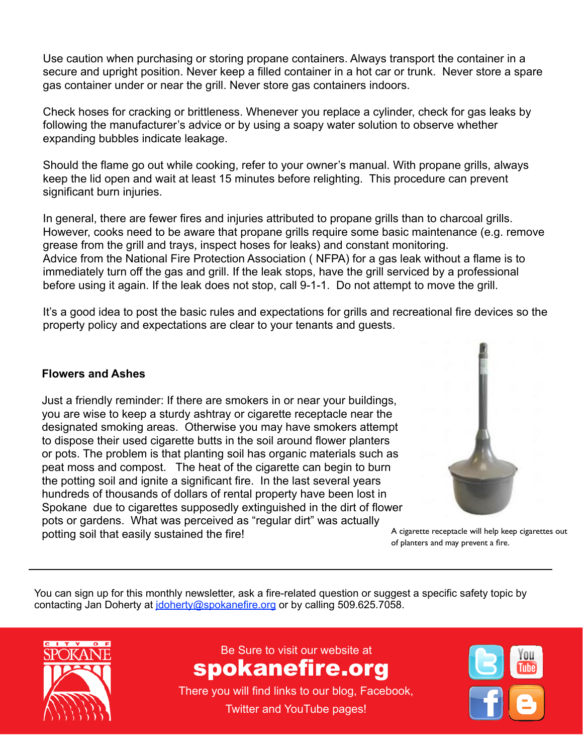Use caution when purchasing or storing propane containers. Always transport the container in a secure and upright position. Never keep a filled container in a hot car or trunk. Never store a spare gas container under or near the grill. Never store gas containers indoors.

Check hoses for cracking or brittleness. Whenever you replace a cylinder, check for gas leaks by following the manufacturer's advice or by using a soapy water solution to observe whether expanding bubbles indicate leakage.

Should the flame go out while cooking, refer to your owner's manual. With propane grills, always keep the lid open and wait at least 15 minutes before relighting. This procedure can prevent significant burn injuries.

In general, there are fewer fires and injuries attributed to propane grills than to charcoal grills. However, cooks need to be aware that propane grills require some basic maintenance (e.g. remove grease from the grill and trays, inspect hoses for leaks) and constant monitoring.
Advice from the National Fire Protection Association ( NFPA) for a gas leak without a flame is to immediately turn off the gas and grill. If the leak stops, have the grill serviced by a professional before using it again. If the leak does not stop, call 9-1-1. Do not attempt to move the grill.

It's a good idea to post the basic rules and expectations for grills and recreational fire devices so the property policy and expectations are clear to your tenants and guests.

**Flowers and Ashes**

Just a friendly reminder: If there are smokers in or near your buildings, you are wise to keep a sturdy ashtray or cigarette receptacle near the designated smoking areas. Otherwise you may have smokers attempt to dispose their used cigarette butts in the soil around flower planters or pots. The problem is that planting soil has organic materials such as peat moss and compost. The heat of the cigarette can begin to burn the potting soil and ignite a significant fire. In the last several years hundreds of thousands of dollars of rental property have been lost in Spokane due to cigarettes supposedly extinguished in the dirt of flower pots or gardens. What was perceived as "regular dirt" was actually potting soil that easily sustained the fire!

A cigarette receptacle will help keep cigarettes out of planters and may prevent a fire.

---

You can sign up for this monthly newsletter, ask a fire-related question or suggest a specific safety topic by contacting Jan Doherty at jdoherty@spokanefire.org or by calling 509.625.7058.

Be Sure to visit our website at

**spokanefire.org**

There you will find links to our blog, Facebook, Twitter and YouTube pages!